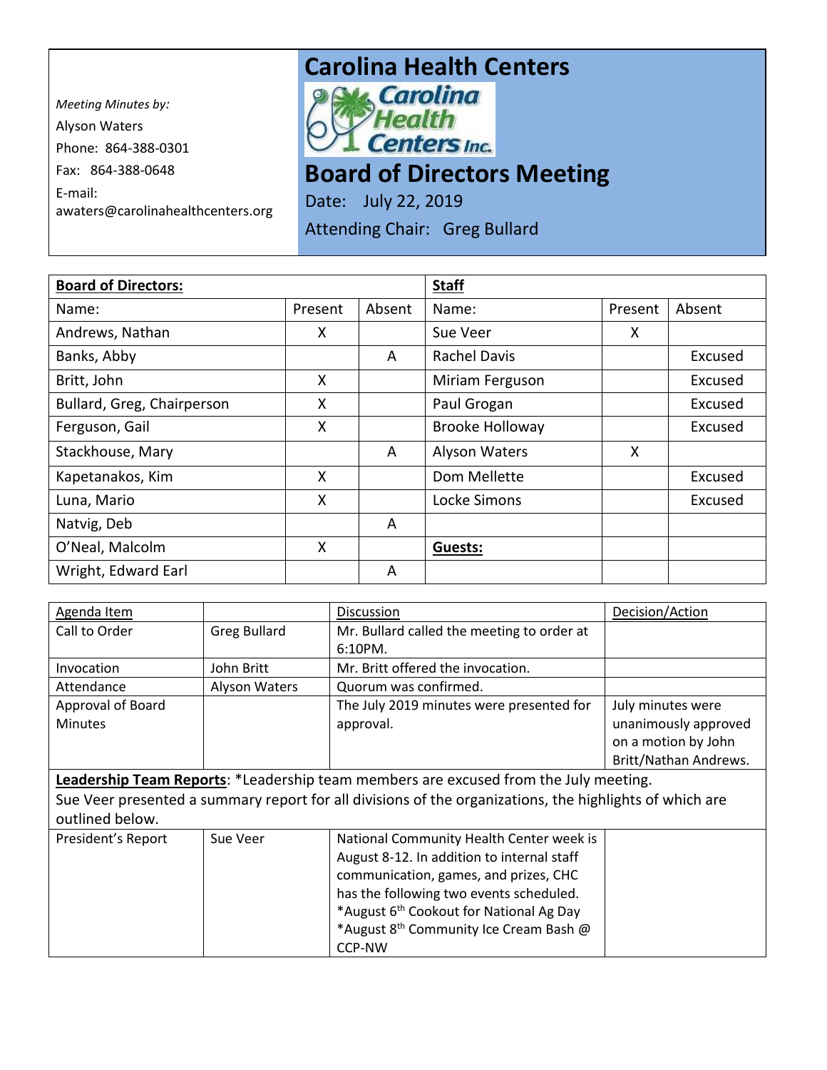*Meeting Minutes by:*

Alyson Waters

Phone: 864-388-0301

Fax: 864-388-0648

E-mail: awaters@carolinahealthcenters.org

# Carolina Health Centers

Carolina Health Centers Inc.

# Board of Directors Meeting

Date: July 22, 2019

Attending Chair: Greg Bullard

| **Board of Directors:** | | | **Staff** | | |
|---|---|---|---|---|---|
| Name: | Present | Absent | Name: | Present | Absent |
| Andrews, Nathan | X | | Sue Veer | X | |
| Banks, Abby | | A | Rachel Davis | | Excused |
| Britt, John | X | | Miriam Ferguson | | Excused |
| Bullard, Greg, Chairperson | X | | Paul Grogan | | Excused |
| Ferguson, Gail | X | | Brooke Holloway | | Excused |
| Stackhouse, Mary | | A | Alyson Waters | X | |
| Kapetanakos, Kim | X | | Dom Mellette | | Excused |
| Luna, Mario | X | | Locke Simons | | Excused |
| Natvig, Deb | | A | | | |
| O'Neal, Malcolm | X | | **Guests:** | | |
| Wright, Edward Earl | | A | | | |

| Agenda Item | | Discussion | Decision/Action |
|---|---|---|---|
| Call to Order | Greg Bullard | Mr. Bullard called the meeting to order at 6:10PM. | |
| Invocation | John Britt | Mr. Britt offered the invocation. | |
| Attendance | Alyson Waters | Quorum was confirmed. | |
| Approval of Board Minutes | | The July 2019 minutes were presented for approval. | July minutes were unanimously approved on a motion by John Britt/Nathan Andrews. |
| **Leadership Team Reports**: *Leadership team members are excused from the July meeting. Sue Veer presented a summary report for all divisions of the organizations, the highlights of which are outlined below. | | | |
| President's Report | Sue Veer | National Community Health Center week is August 8-12. In addition to internal staff communication, games, and prizes, CHC has the following two events scheduled.<br>*August 6th Cookout for National Ag Day<br>*August 8th Community Ice Cream Bash @ CCP-NW | |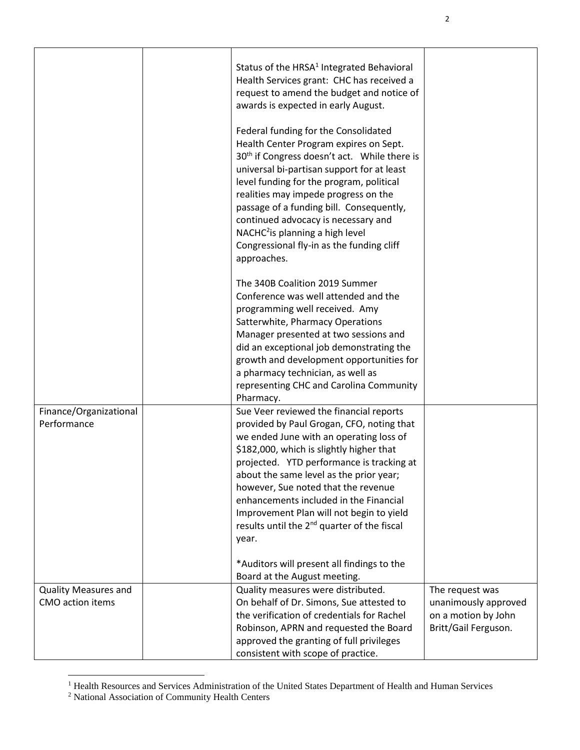| | | | |
|---|---|---|---|
| | | Status of the HRSA[1] Integrated Behavioral Health Services grant: CHC has received a request to amend the budget and notice of awards is expected in early August.<br><br>Federal funding for the Consolidated Health Center Program expires on Sept. 30th if Congress doesn't act. While there is universal bi-partisan support for at least level funding for the program, political realities may impede progress on the passage of a funding bill. Consequently, continued advocacy is necessary and NACHC[2]is planning a high level Congressional fly-in as the funding cliff approaches.<br><br>The 340B Coalition 2019 Summer Conference was well attended and the programming well received. Amy Satterwhite, Pharmacy Operations Manager presented at two sessions and did an exceptional job demonstrating the growth and development opportunities for a pharmacy technician, as well as representing CHC and Carolina Community Pharmacy. | |
| Finance/Organizational Performance | | Sue Veer reviewed the financial reports provided by Paul Grogan, CFO, noting that we ended June with an operating loss of $182,000, which is slightly higher that projected. YTD performance is tracking at about the same level as the prior year; however, Sue noted that the revenue enhancements included in the Financial Improvement Plan will not begin to yield results until the 2nd quarter of the fiscal year.<br><br>*Auditors will present all findings to the Board at the August meeting. | |
| Quality Measures and CMO action items | | Quality measures were distributed.<br>On behalf of Dr. Simons, Sue attested to the verification of credentials for Rachel Robinson, APRN and requested the Board approved the granting of full privileges consistent with scope of practice. | The request was unanimously approved on a motion by John Britt/Gail Ferguson. |

[1] Health Resources and Services Administration of the United States Department of Health and Human Services

[2] National Association of Community Health Centers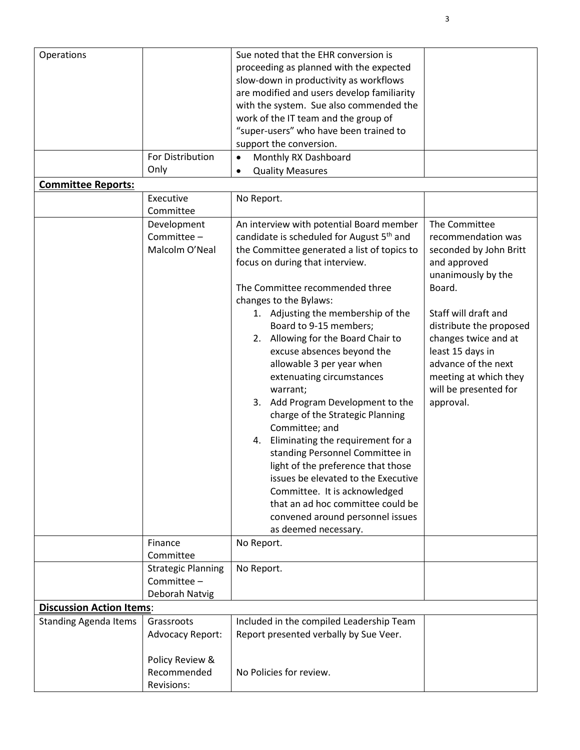| | | | |
|---|---|---|---|
| Operations | | Sue noted that the EHR conversion is proceeding as planned with the expected slow-down in productivity as workflows are modified and users develop familiarity with the system. Sue also commended the work of the IT team and the group of "super-users" who have been trained to support the conversion. | |
| | For Distribution Only | • Monthly RX Dashboard<br>• Quality Measures | |
| **Committee Reports:** | | | |
| | Executive Committee | No Report. | |
| | Development Committee – Malcolm O'Neal | An interview with potential Board member candidate is scheduled for August 5th and the Committee generated a list of topics to focus on during that interview.<br><br>The Committee recommended three changes to the Bylaws:<br>1. Adjusting the membership of the Board to 9-15 members;<br>2. Allowing for the Board Chair to excuse absences beyond the allowable 3 per year when extenuating circumstances warrant;<br>3. Add Program Development to the charge of the Strategic Planning Committee; and<br>4. Eliminating the requirement for a standing Personnel Committee in light of the preference that those issues be elevated to the Executive Committee. It is acknowledged that an ad hoc committee could be convened around personnel issues as deemed necessary. | The Committee recommendation was seconded by John Britt and approved unanimously by the Board.<br><br>Staff will draft and distribute the proposed changes twice and at least 15 days in advance of the next meeting at which they will be presented for approval. |
| | Finance Committee | No Report. | |
| | Strategic Planning Committee – Deborah Natvig | No Report. | |
| **Discussion Action Items**: | | | |
| Standing Agenda Items | Grassroots Advocacy Report:<br><br>Policy Review & Recommended Revisions: | Included in the compiled Leadership Team Report presented verbally by Sue Veer.<br><br>No Policies for review. | |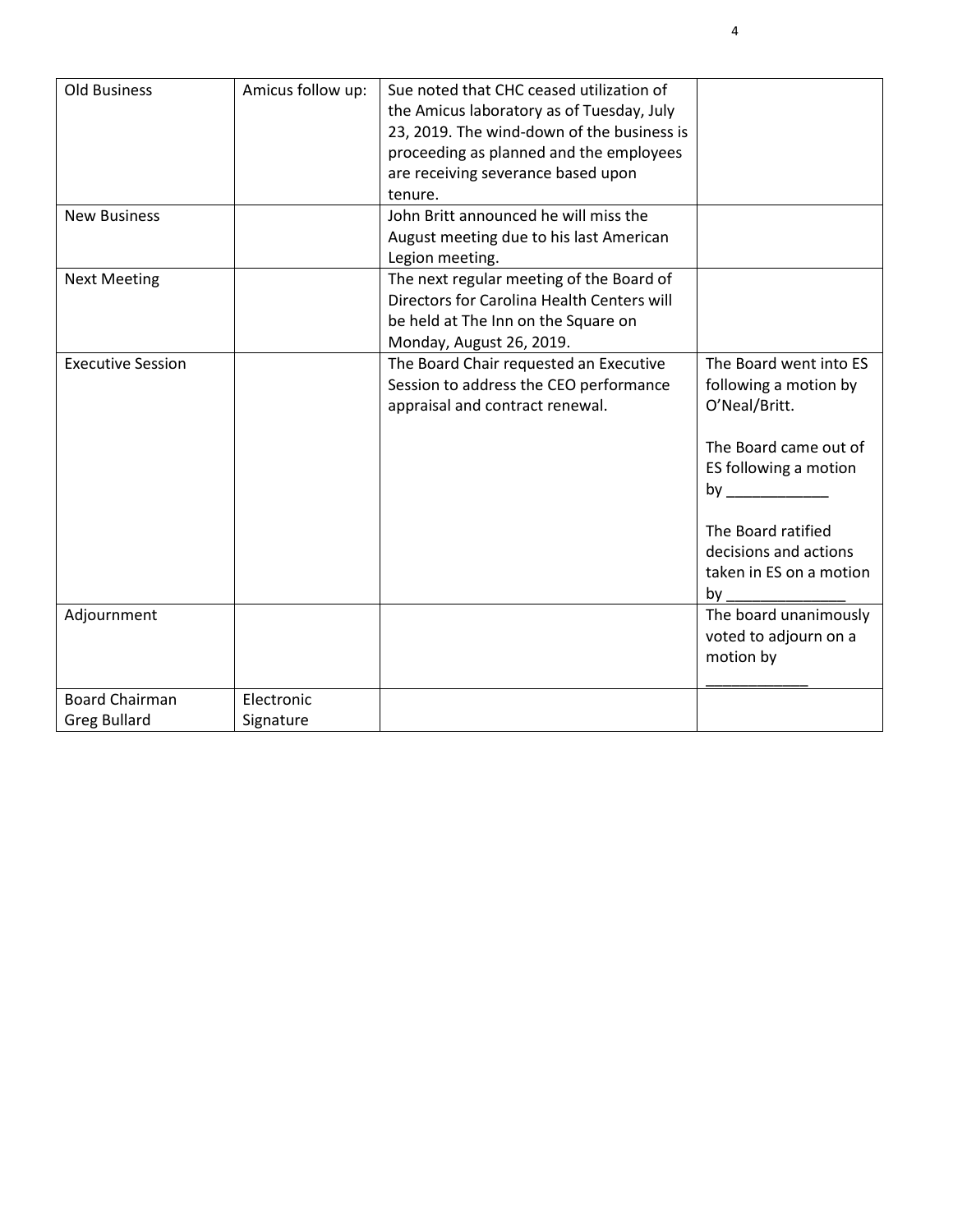| | | | |
|---|---|---|---|
| Old Business | Amicus follow up: | Sue noted that CHC ceased utilization of the Amicus laboratory as of Tuesday, July 23, 2019. The wind-down of the business is proceeding as planned and the employees are receiving severance based upon tenure. | |
| New Business | | John Britt announced he will miss the August meeting due to his last American Legion meeting. | |
| Next Meeting | | The next regular meeting of the Board of Directors for Carolina Health Centers will be held at The Inn on the Square on Monday, August 26, 2019. | |
| Executive Session | | The Board Chair requested an Executive Session to address the CEO performance appraisal and contract renewal. | The Board went into ES following a motion by O'Neal/Britt.<br><br>The Board came out of ES following a motion by ____________<br><br>The Board ratified decisions and actions taken in ES on a motion by ______________ |
| Adjournment | | | The board unanimously voted to adjourn on a motion by ____________ |
| Board Chairman Greg Bullard | Electronic Signature | | |